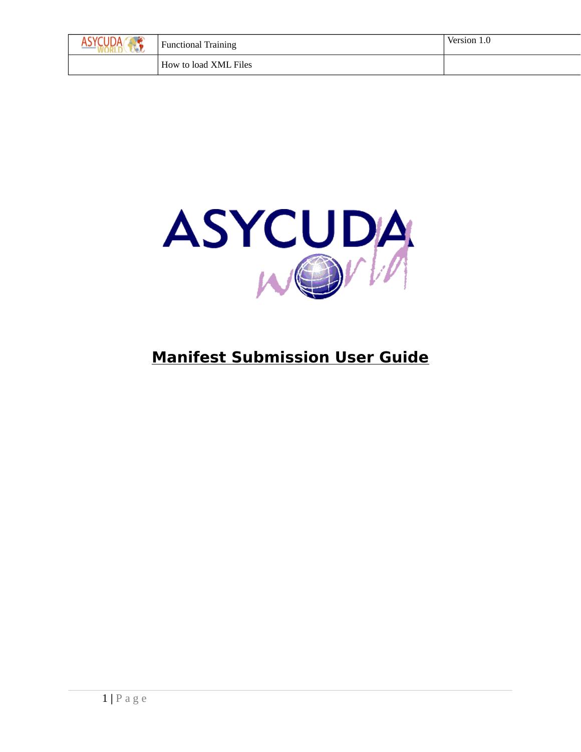# Manifest Submission User Guide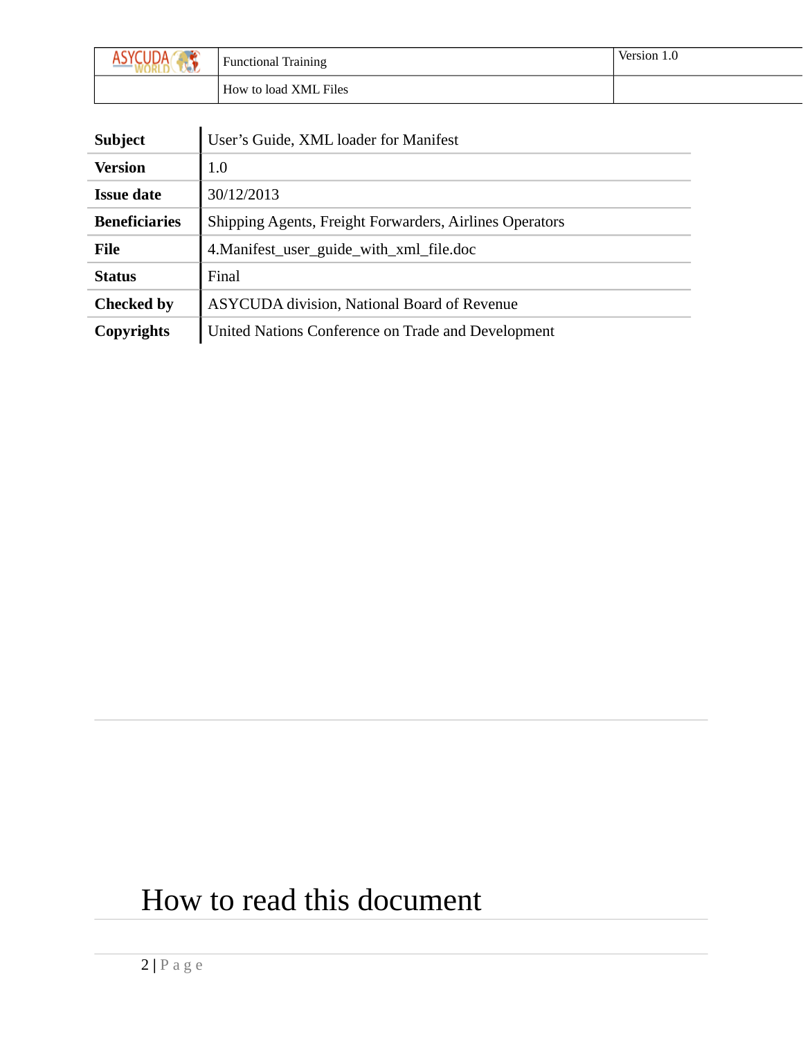| Subject | User's Guide, XML loader for Manifest |
|---|---|
| Version | 1.0 |
| Issue date | 30/12/2013 |
| Beneficiaries | Shipping Agents, Freight Forwarders, Airlines Operators |
| File | 4.Manifest_user_guide_with_xml_file.doc |
| Status | Final |
| Checked by | ASYCUDA division, National Board of Revenue |
| Copyrights | United Nations Conference on Trade and Development |

# How to read this document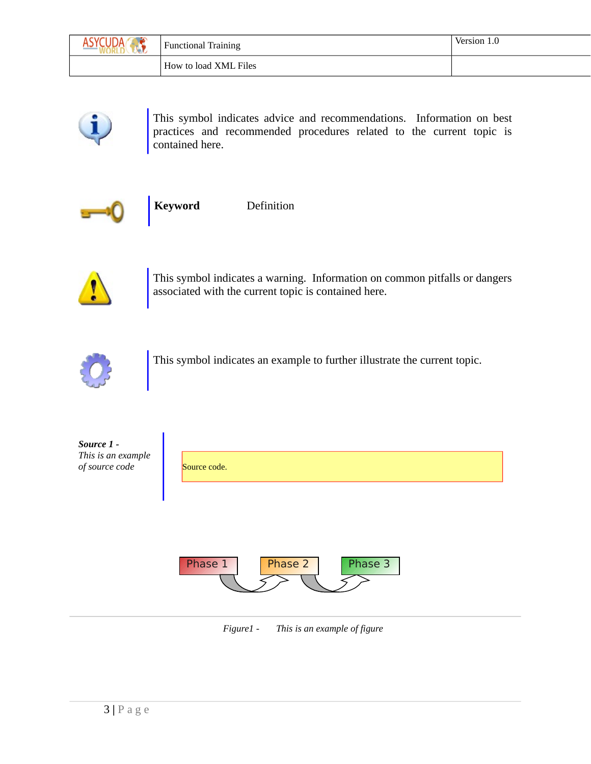This symbol indicates advice and recommendations. Information on best practices and recommended procedures related to the current topic is contained here.

**Keyword** Definition

This symbol indicates a warning. Information on common pitfalls or dangers associated with the current topic is contained here.

This symbol indicates an example to further illustrate the current topic.

***Source 1 -*** *This is an example of source code*

```
Source code.
```

Phase 1 → Phase 2 → Phase 3

*Figure1 - This is an example of figure*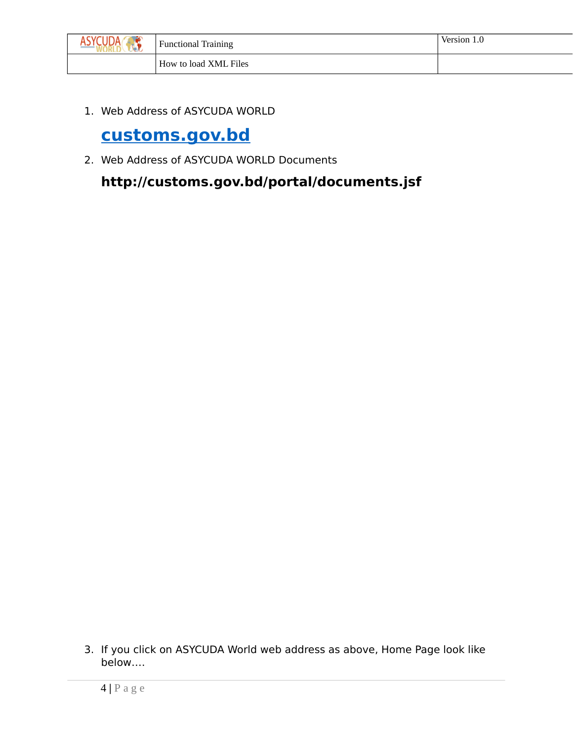1. Web Address of ASYCUDA WORLD

   **[customs.gov.bd](customs.gov.bd)**

2. Web Address of ASYCUDA WORLD Documents

   **http://customs.gov.bd/portal/documents.jsf**

3. If you click on ASYCUDA World web address as above, Home Page look like below….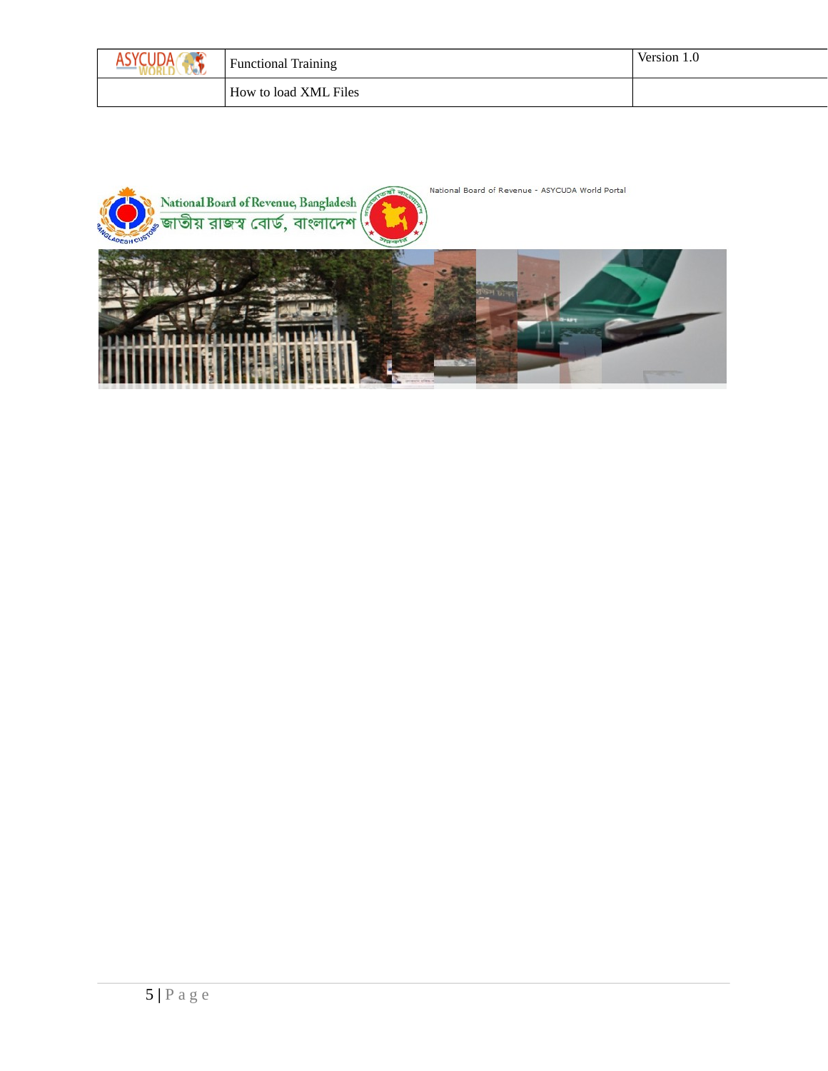National Board of Revenue, Bangladesh

জাতীয় রাজস্ব বোর্ড, বাংলাদেশ

National Board of Revenue - ASYCUDA World Portal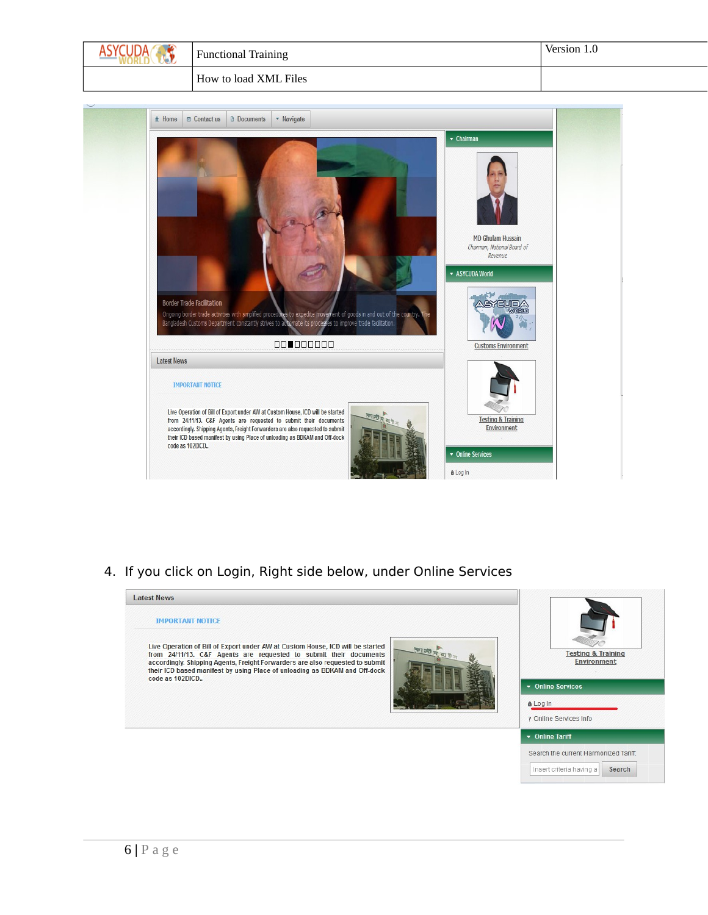4. If you click on Login, Right side below, under Online Services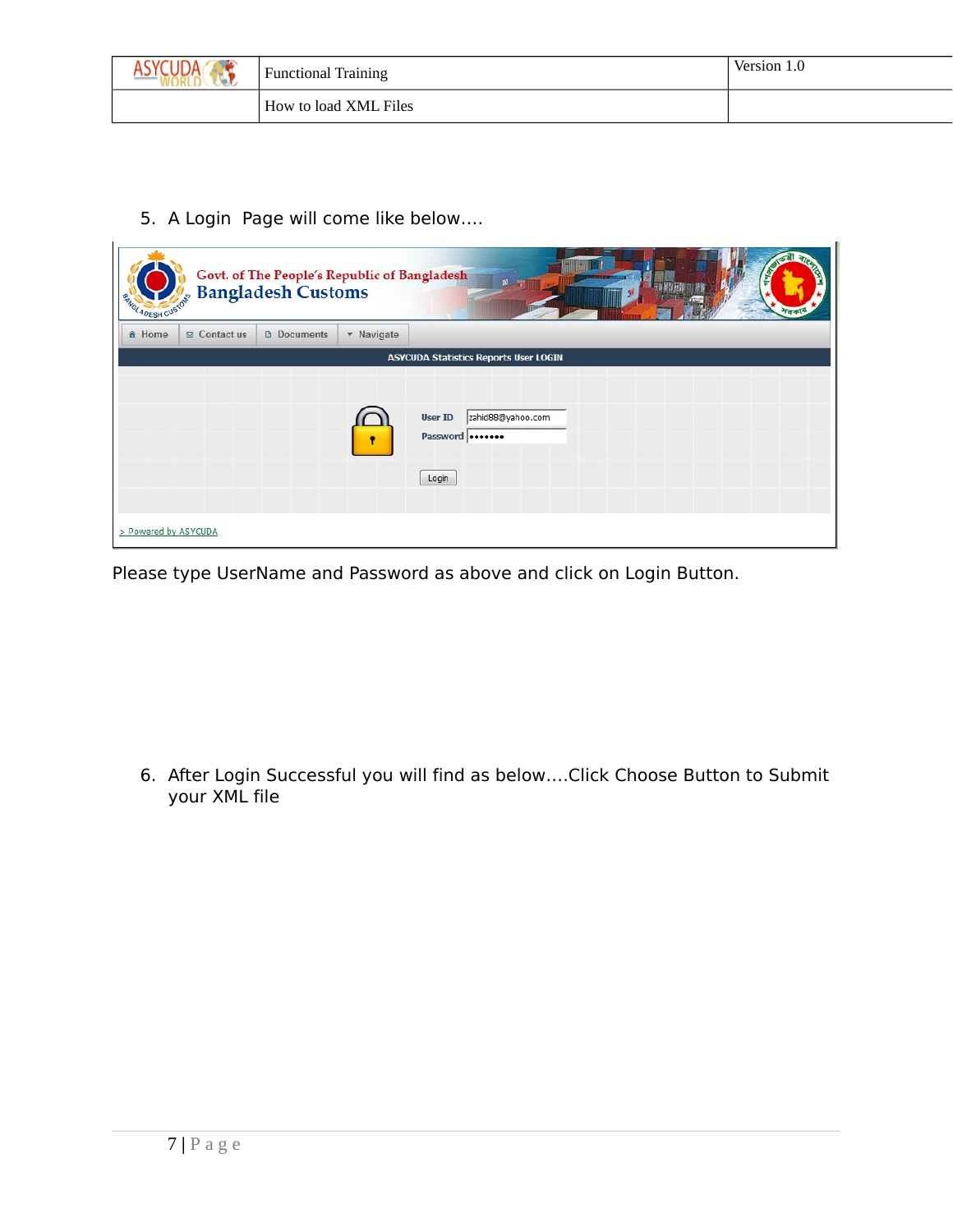5. A Login Page will come like below….

Please type UserName and Password as above and click on Login Button.

6. After Login Successful you will find as below….Click Choose Button to Submit your XML file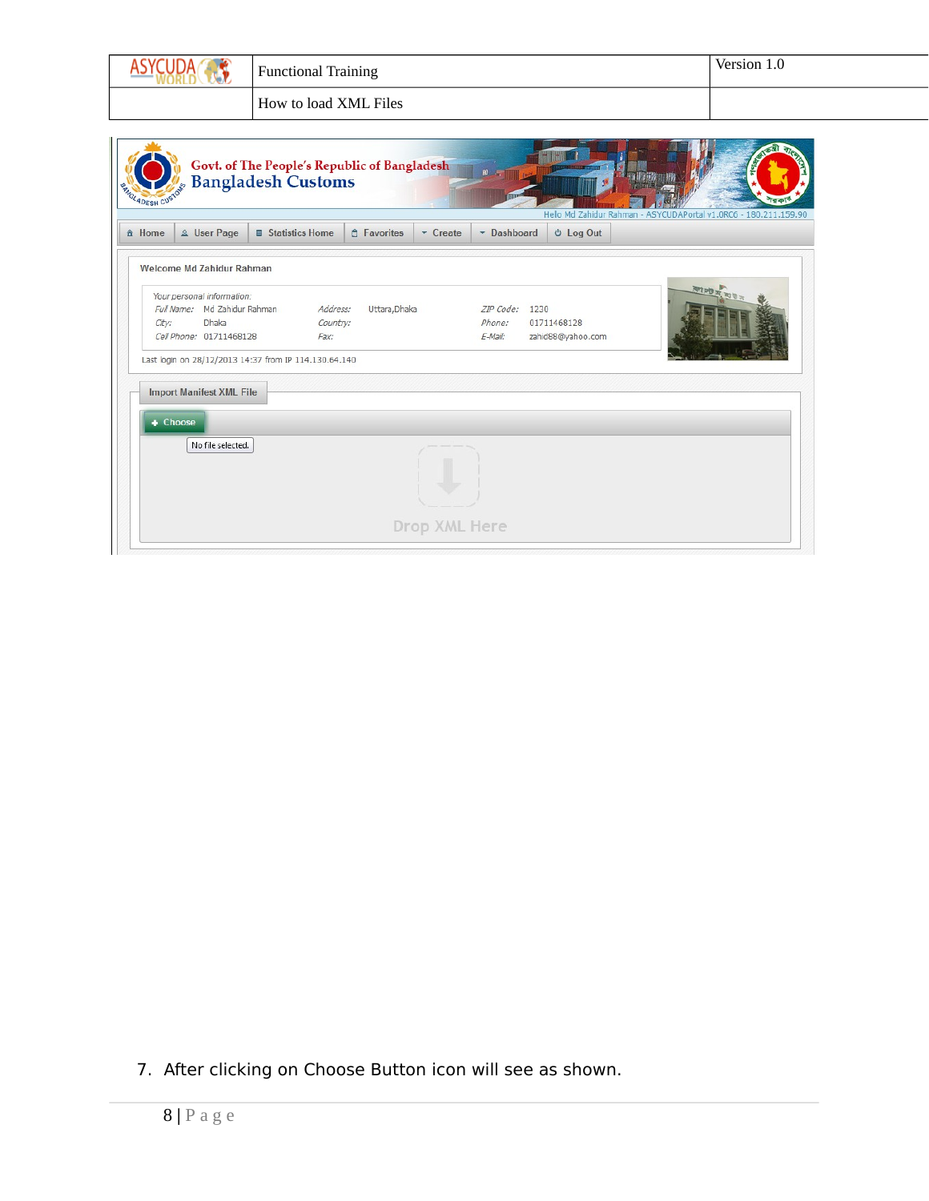7. After clicking on Choose Button icon will see as shown.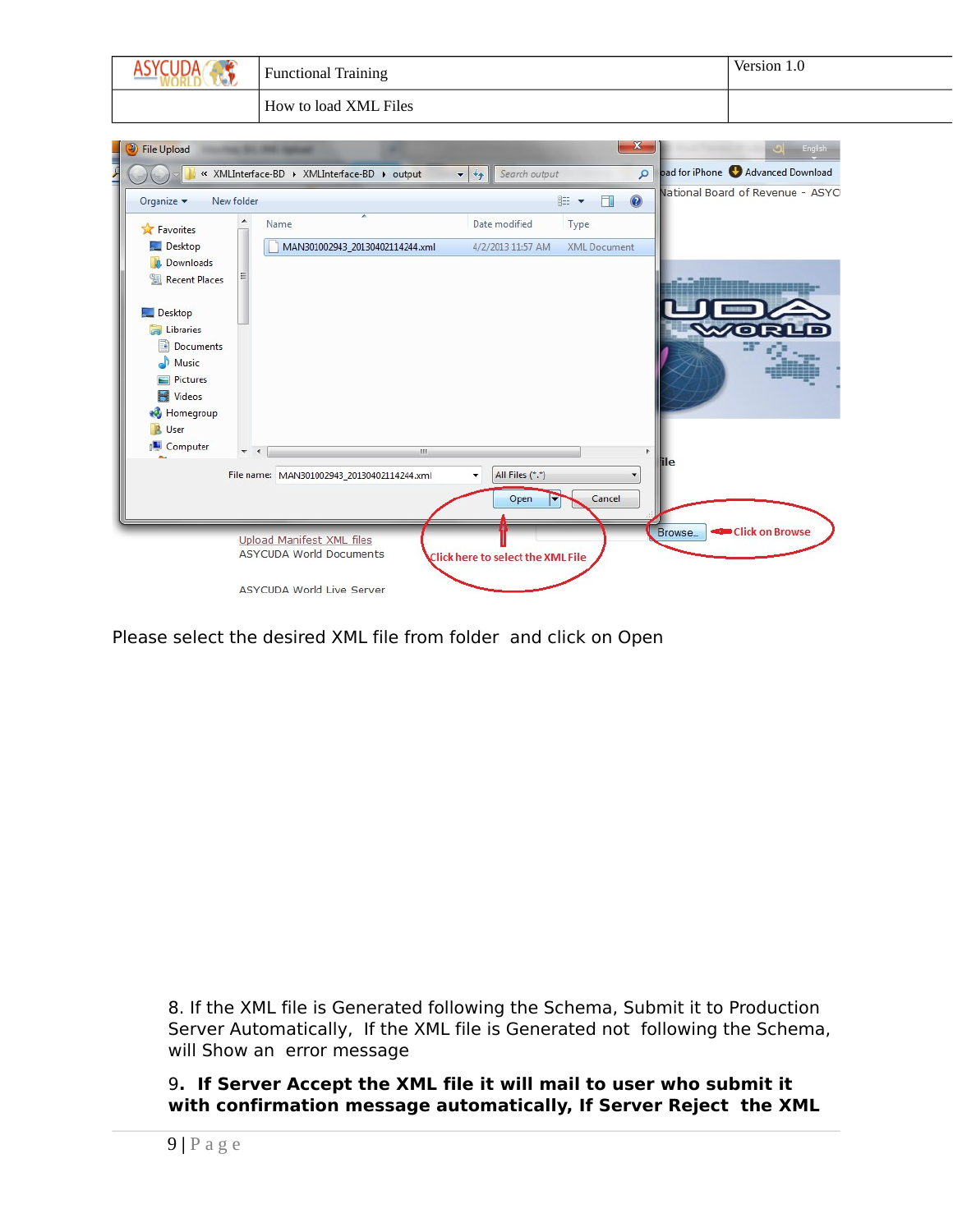Please select the desired XML file from folder and click on Open

8. If the XML file is Generated following the Schema, Submit it to Production Server Automatically, If the XML file is Generated not following the Schema, will Show an error message

9**. If Server Accept the XML file it will mail to user who submit it with confirmation message automatically, If Server Reject the XML**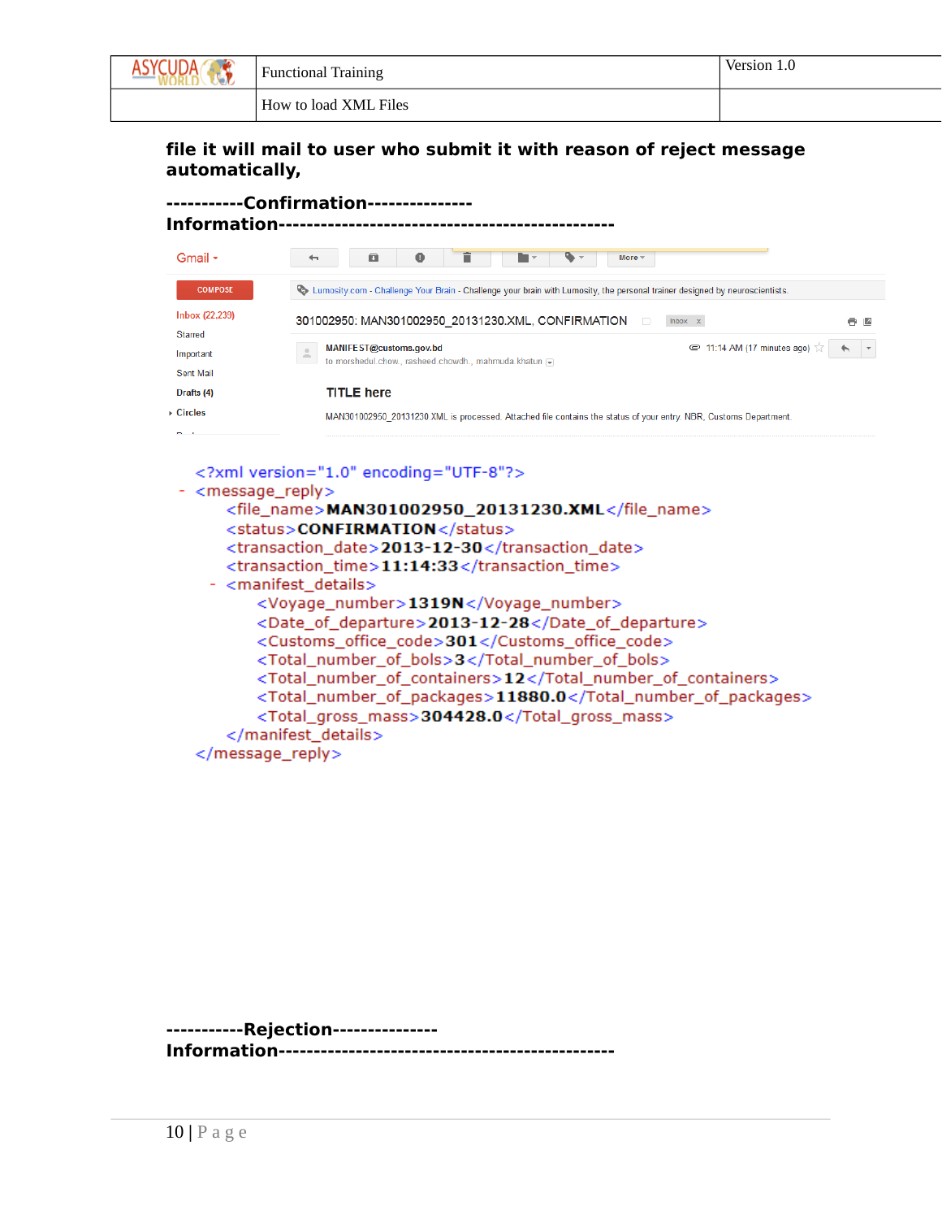**file it will mail to user who submit it with reason of reject message automatically,**

**-----------Confirmation--------------- Information-----------------------------------------------**

Gmail ▾

COMPOSE

Inbox (22,239)
Starred
Important
Sent Mail
Drafts (4)
Circles

More ▾

Lumosity.com - Challenge Your Brain - Challenge your brain with Lumosity, the personal trainer designed by neuroscientists.

301002950: MAN301002950_20131230.XML, CONFIRMATION   Inbox x

MANIFEST@customs.gov.bd
to morshedul.chow., rasheed.chowdh., mahmuda.khatun

11:14 AM (17 minutes ago)

TITLE here

MAN301002950_20131230.XML is processed. Attached file contains the status of your entry. NBR, Customs Department.

```
<?xml version="1.0" encoding="UTF-8"?>
- <message_reply>
    <file_name>MAN301002950_20131230.XML</file_name>
    <status>CONFIRMATION</status>
    <transaction_date>2013-12-30</transaction_date>
    <transaction_time>11:14:33</transaction_time>
  - <manifest_details>
      <Voyage_number>1319N</Voyage_number>
      <Date_of_departure>2013-12-28</Date_of_departure>
      <Customs_office_code>301</Customs_office_code>
      <Total_number_of_bols>3</Total_number_of_bols>
      <Total_number_of_containers>12</Total_number_of_containers>
      <Total_number_of_packages>11880.0</Total_number_of_packages>
      <Total_gross_mass>304428.0</Total_gross_mass>
    </manifest_details>
  </message_reply>
```

**-----------Rejection--------------- Information-----------------------------------------------**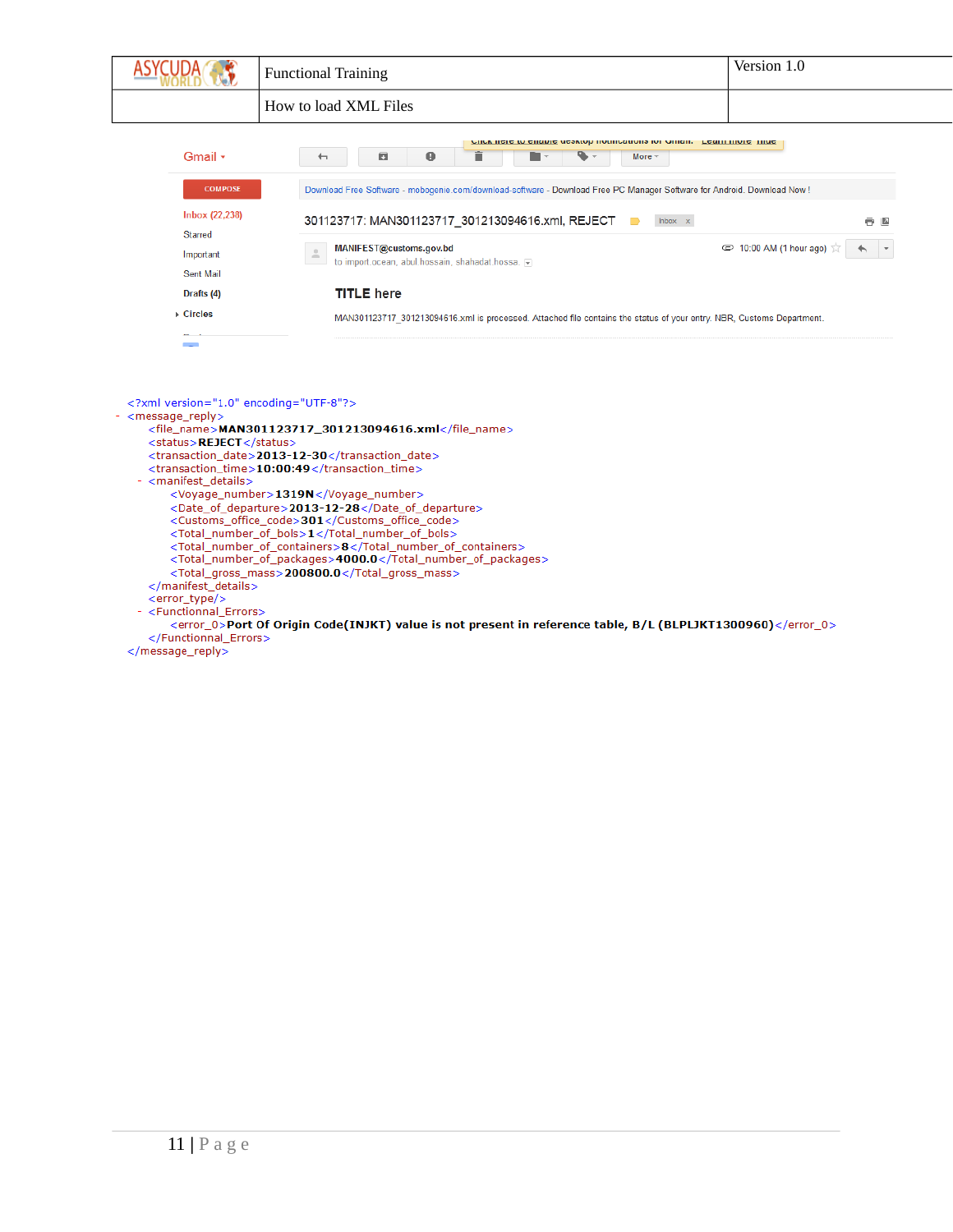| | Functional Training | Version 1.0 |
|---|---|---|
| | How to load XML Files | |

Gmail

COMPOSE

Inbox (22,238)

Starred

Important

Sent Mail

Drafts (4)

Circles

Download Free Software - mobogenie.com/download-software - Download Free PC Manager Software for Android. Download Now !

301123717: MAN301123717_301213094616.xml, REJECT

MANIFEST@customs.gov.bd
to import.ocean, abul.hossain, shahadat.hossa

10:00 AM (1 hour ago)

TITLE here

MAN301123717_301213094616.xml is processed. Attached file contains the status of your entry. NBR, Customs Department.

```
<?xml version="1.0" encoding="UTF-8"?>
- <message_reply>
    <file_name>MAN301123717_301213094616.xml</file_name>
    <status>REJECT</status>
    <transaction_date>2013-12-30</transaction_date>
    <transaction_time>10:00:49</transaction_time>
  - <manifest_details>
      <Voyage_number>1319N</Voyage_number>
      <Date_of_departure>2013-12-28</Date_of_departure>
      <Customs_office_code>301</Customs_office_code>
      <Total_number_of_bols>1</Total_number_of_bols>
      <Total_number_of_containers>8</Total_number_of_containers>
      <Total_number_of_packages>4000.0</Total_number_of_packages>
      <Total_gross_mass>200800.0</Total_gross_mass>
    </manifest_details>
    <error_type/>
  - <Functionnal_Errors>
      <error_0>Port Of Origin Code(INJKT) value is not present in reference table, B/L (BLPLJKT1300960)</error_0>
    </Functionnal_Errors>
  </message_reply>
```